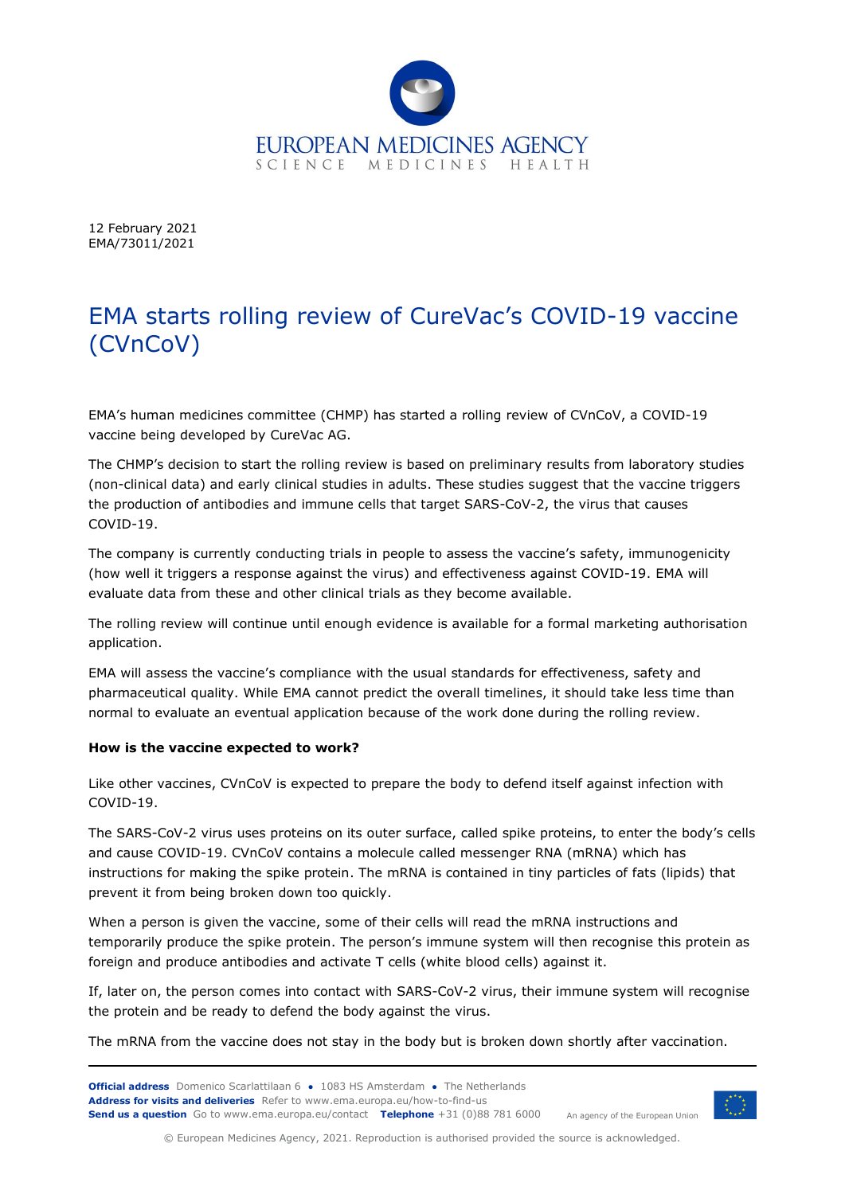12 February 2021
EMA/73011/2021

# EMA starts rolling review of CureVac's COVID-19 vaccine (CVnCoV)

EMA's human medicines committee (CHMP) has started a rolling review of CVnCoV, a COVID-19 vaccine being developed by CureVac AG.

The CHMP's decision to start the rolling review is based on preliminary results from laboratory studies (non-clinical data) and early clinical studies in adults. These studies suggest that the vaccine triggers the production of antibodies and immune cells that target SARS-CoV-2, the virus that causes COVID-19.

The company is currently conducting trials in people to assess the vaccine's safety, immunogenicity (how well it triggers a response against the virus) and effectiveness against COVID-19. EMA will evaluate data from these and other clinical trials as they become available.

The rolling review will continue until enough evidence is available for a formal marketing authorisation application.

EMA will assess the vaccine's compliance with the usual standards for effectiveness, safety and pharmaceutical quality. While EMA cannot predict the overall timelines, it should take less time than normal to evaluate an eventual application because of the work done during the rolling review.

**How is the vaccine expected to work?**

Like other vaccines, CVnCoV is expected to prepare the body to defend itself against infection with COVID-19.

The SARS-CoV-2 virus uses proteins on its outer surface, called spike proteins, to enter the body's cells and cause COVID-19. CVnCoV contains a molecule called messenger RNA (mRNA) which has instructions for making the spike protein. The mRNA is contained in tiny particles of fats (lipids) that prevent it from being broken down too quickly.

When a person is given the vaccine, some of their cells will read the mRNA instructions and temporarily produce the spike protein. The person's immune system will then recognise this protein as foreign and produce antibodies and activate T cells (white blood cells) against it.

If, later on, the person comes into contact with SARS-CoV-2 virus, their immune system will recognise the protein and be ready to defend the body against the virus.

The mRNA from the vaccine does not stay in the body but is broken down shortly after vaccination.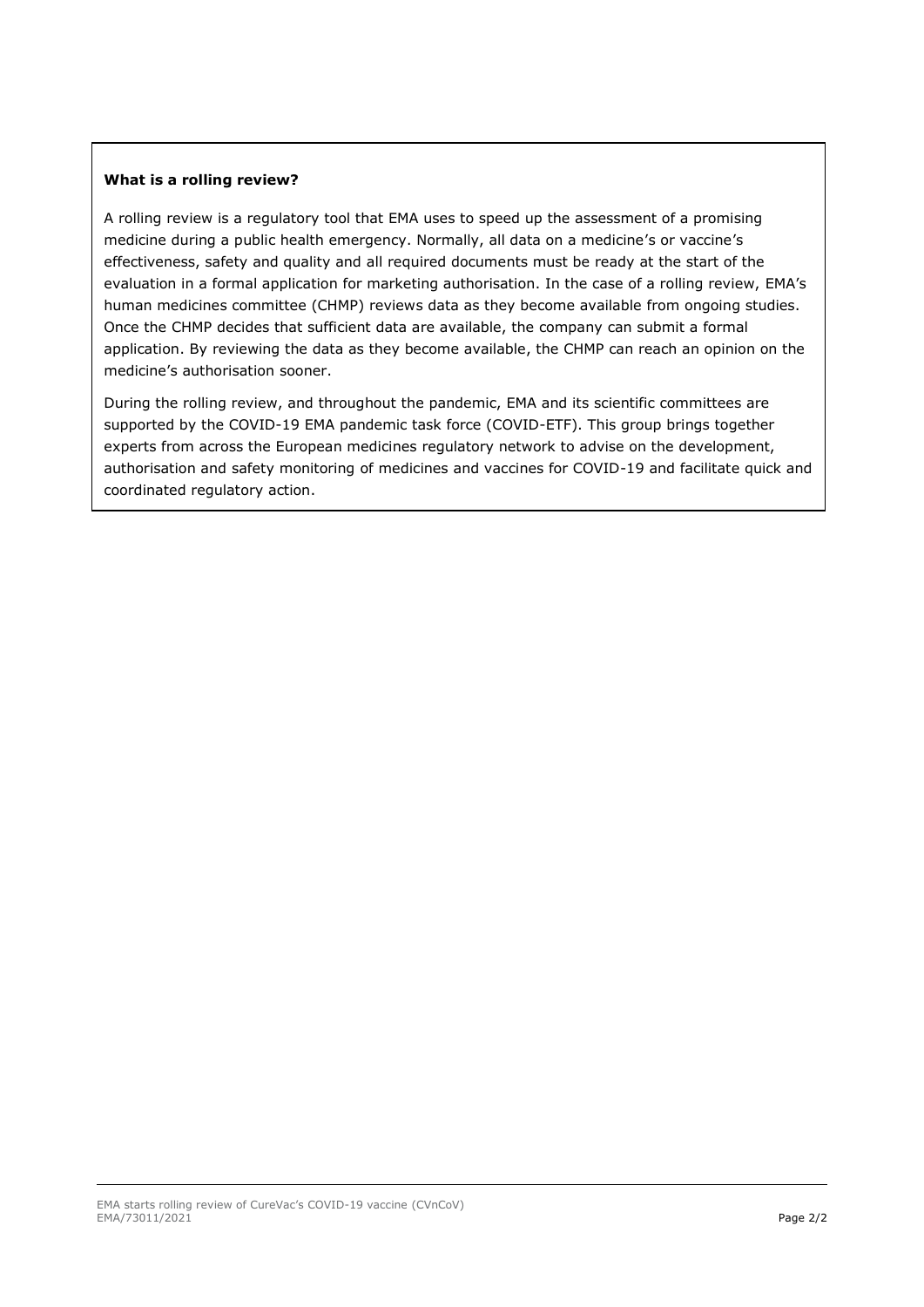**What is a rolling review?**

A rolling review is a regulatory tool that EMA uses to speed up the assessment of a promising medicine during a public health emergency. Normally, all data on a medicine's or vaccine's effectiveness, safety and quality and all required documents must be ready at the start of the evaluation in a formal application for marketing authorisation. In the case of a rolling review, EMA's human medicines committee (CHMP) reviews data as they become available from ongoing studies. Once the CHMP decides that sufficient data are available, the company can submit a formal application. By reviewing the data as they become available, the CHMP can reach an opinion on the medicine's authorisation sooner.

During the rolling review, and throughout the pandemic, EMA and its scientific committees are supported by the COVID-19 EMA pandemic task force (COVID-ETF). This group brings together experts from across the European medicines regulatory network to advise on the development, authorisation and safety monitoring of medicines and vaccines for COVID-19 and facilitate quick and coordinated regulatory action.